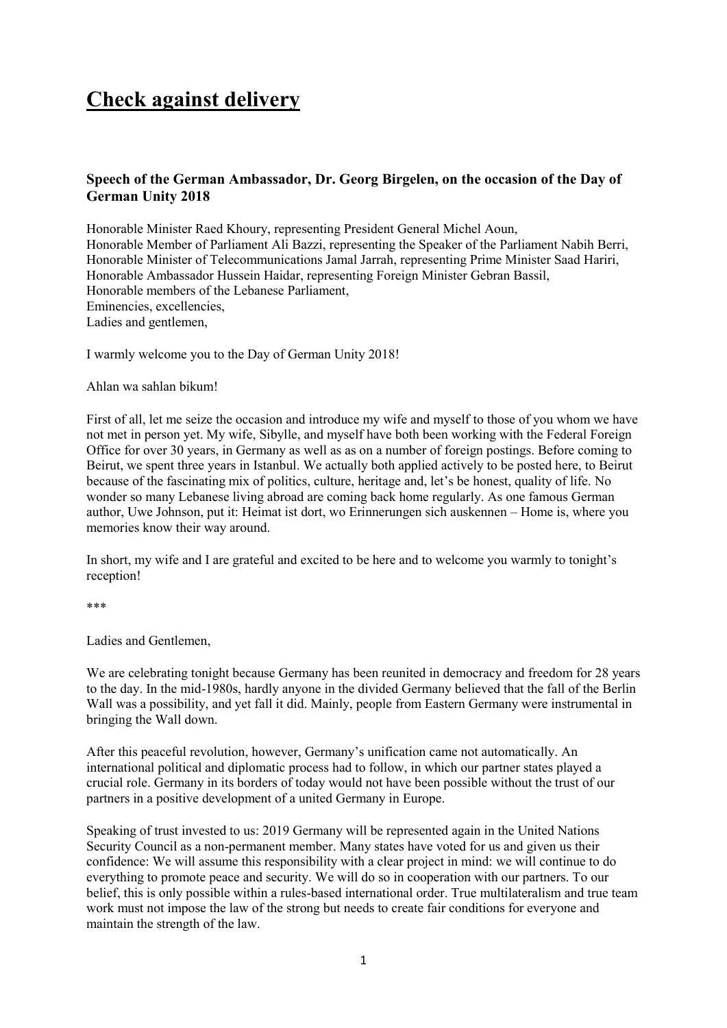# Check against delivery

### Speech of the German Ambassador, Dr. Georg Birgelen, on the occasion of the Day of German Unity 2018

Honorable Minister Raed Khoury, representing President General Michel Aoun,
Honorable Member of Parliament Ali Bazzi, representing the Speaker of the Parliament Nabih Berri,
Honorable Minister of Telecommunications Jamal Jarrah, representing Prime Minister Saad Hariri,
Honorable Ambassador Hussein Haidar, representing Foreign Minister Gebran Bassil,
Honorable members of the Lebanese Parliament,
Eminencies, excellencies,
Ladies and gentlemen,

I warmly welcome you to the Day of German Unity 2018!

Ahlan wa sahlan bikum!

First of all, let me seize the occasion and introduce my wife and myself to those of you whom we have not met in person yet. My wife, Sibylle, and myself have both been working with the Federal Foreign Office for over 30 years, in Germany as well as as on a number of foreign postings. Before coming to Beirut, we spent three years in Istanbul. We actually both applied actively to be posted here, to Beirut because of the fascinating mix of politics, culture, heritage and, let's be honest, quality of life. No wonder so many Lebanese living abroad are coming back home regularly. As one famous German author, Uwe Johnson, put it: Heimat ist dort, wo Erinnerungen sich auskennen – Home is, where you memories know their way around.

In short, my wife and I are grateful and excited to be here and to welcome you warmly to tonight's reception!

***

Ladies and Gentlemen,

We are celebrating tonight because Germany has been reunited in democracy and freedom for 28 years to the day. In the mid-1980s, hardly anyone in the divided Germany believed that the fall of the Berlin Wall was a possibility, and yet fall it did. Mainly, people from Eastern Germany were instrumental in bringing the Wall down.

After this peaceful revolution, however, Germany's unification came not automatically. An international political and diplomatic process had to follow, in which our partner states played a crucial role. Germany in its borders of today would not have been possible without the trust of our partners in a positive development of a united Germany in Europe.

Speaking of trust invested to us: 2019 Germany will be represented again in the United Nations Security Council as a non-permanent member. Many states have voted for us and given us their confidence: We will assume this responsibility with a clear project in mind: we will continue to do everything to promote peace and security. We will do so in cooperation with our partners. To our belief, this is only possible within a rules-based international order. True multilateralism and true team work must not impose the law of the strong but needs to create fair conditions for everyone and maintain the strength of the law.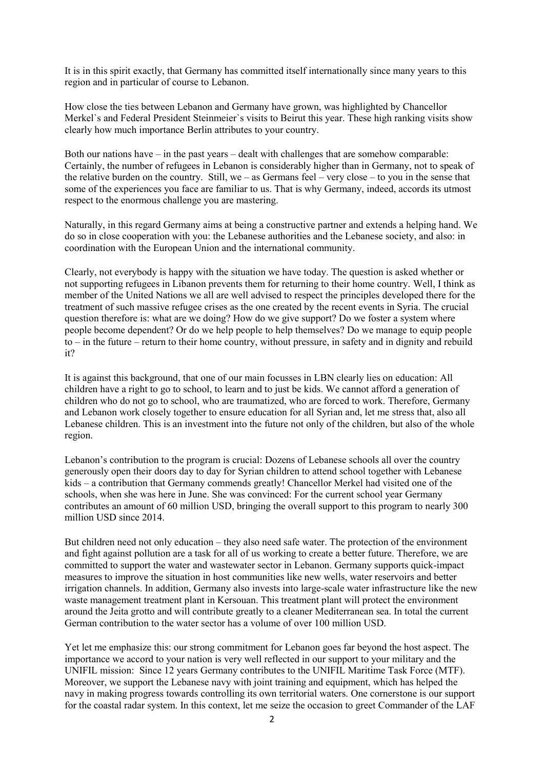It is in this spirit exactly, that Germany has committed itself internationally since many years to this region and in particular of course to Lebanon.

How close the ties between Lebanon and Germany have grown, was highlighted by Chancellor Merkel`s and Federal President Steinmeier`s visits to Beirut this year. These high ranking visits show clearly how much importance Berlin attributes to your country.

Both our nations have – in the past years – dealt with challenges that are somehow comparable: Certainly, the number of refugees in Lebanon is considerably higher than in Germany, not to speak of the relative burden on the country. Still, we – as Germans feel – very close – to you in the sense that some of the experiences you face are familiar to us. That is why Germany, indeed, accords its utmost respect to the enormous challenge you are mastering.

Naturally, in this regard Germany aims at being a constructive partner and extends a helping hand. We do so in close cooperation with you: the Lebanese authorities and the Lebanese society, and also: in coordination with the European Union and the international community.

Clearly, not everybody is happy with the situation we have today. The question is asked whether or not supporting refugees in Libanon prevents them for returning to their home country. Well, I think as member of the United Nations we all are well advised to respect the principles developed there for the treatment of such massive refugee crises as the one created by the recent events in Syria. The crucial question therefore is: what are we doing? How do we give support? Do we foster a system where people become dependent? Or do we help people to help themselves? Do we manage to equip people to – in the future – return to their home country, without pressure, in safety and in dignity and rebuild it?

It is against this background, that one of our main focusses in LBN clearly lies on education: All children have a right to go to school, to learn and to just be kids. We cannot afford a generation of children who do not go to school, who are traumatized, who are forced to work. Therefore, Germany and Lebanon work closely together to ensure education for all Syrian and, let me stress that, also all Lebanese children. This is an investment into the future not only of the children, but also of the whole region.

Lebanon's contribution to the program is crucial: Dozens of Lebanese schools all over the country generously open their doors day to day for Syrian children to attend school together with Lebanese kids – a contribution that Germany commends greatly! Chancellor Merkel had visited one of the schools, when she was here in June. She was convinced: For the current school year Germany contributes an amount of 60 million USD, bringing the overall support to this program to nearly 300 million USD since 2014.

But children need not only education – they also need safe water. The protection of the environment and fight against pollution are a task for all of us working to create a better future. Therefore, we are committed to support the water and wastewater sector in Lebanon. Germany supports quick-impact measures to improve the situation in host communities like new wells, water reservoirs and better irrigation channels. In addition, Germany also invests into large-scale water infrastructure like the new waste management treatment plant in Kersouan. This treatment plant will protect the environment around the Jeita grotto and will contribute greatly to a cleaner Mediterranean sea. In total the current German contribution to the water sector has a volume of over 100 million USD.

Yet let me emphasize this: our strong commitment for Lebanon goes far beyond the host aspect. The importance we accord to your nation is very well reflected in our support to your military and the UNIFIL mission: Since 12 years Germany contributes to the UNIFIL Maritime Task Force (MTF). Moreover, we support the Lebanese navy with joint training and equipment, which has helped the navy in making progress towards controlling its own territorial waters. One cornerstone is our support for the coastal radar system. In this context, let me seize the occasion to greet Commander of the LAF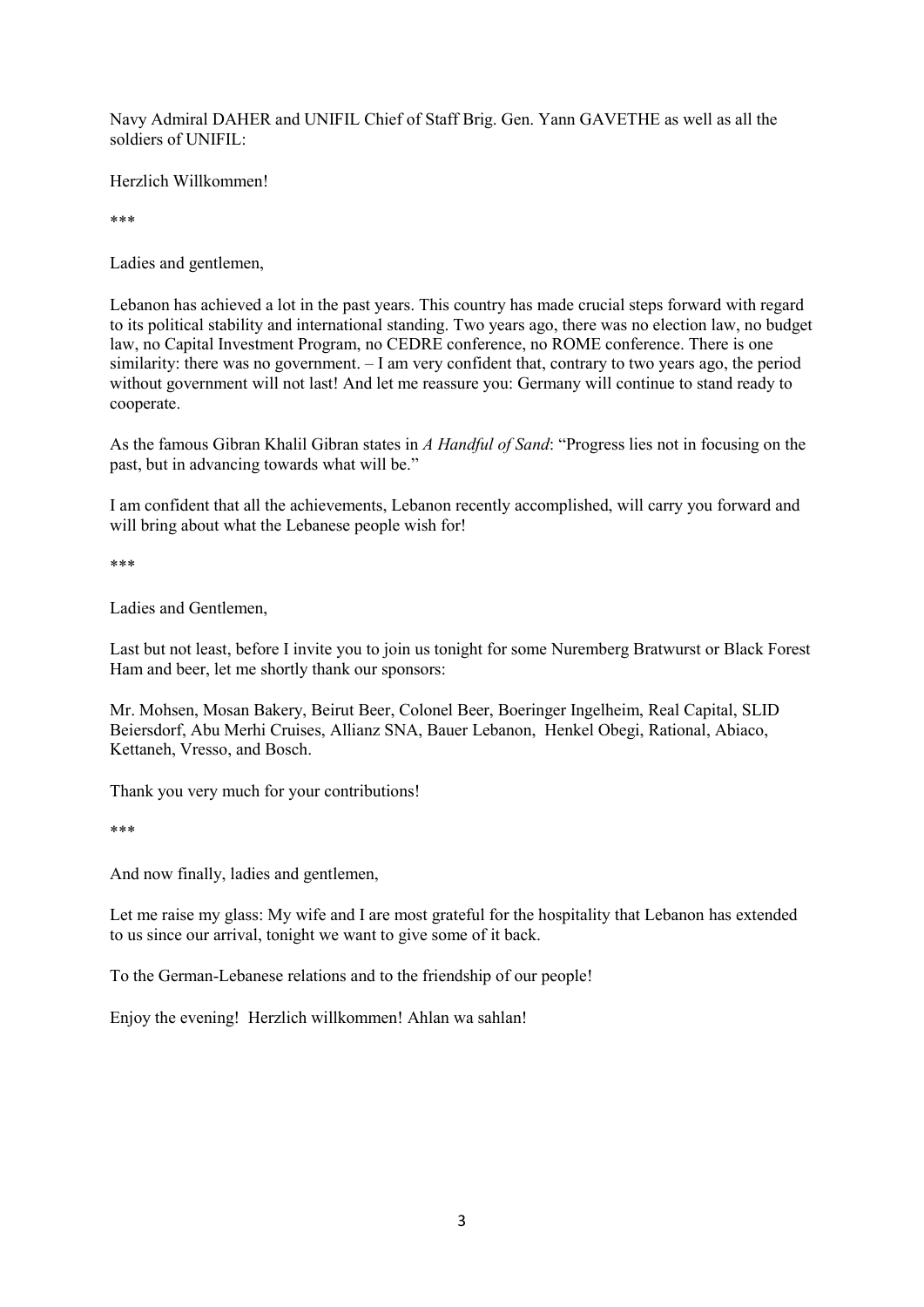Navy Admiral DAHER and UNIFIL Chief of Staff Brig. Gen. Yann GAVETHE as well as all the soldiers of UNIFIL:

Herzlich Willkommen!

***

Ladies and gentlemen,

Lebanon has achieved a lot in the past years. This country has made crucial steps forward with regard to its political stability and international standing. Two years ago, there was no election law, no budget law, no Capital Investment Program, no CEDRE conference, no ROME conference. There is one similarity: there was no government. – I am very confident that, contrary to two years ago, the period without government will not last! And let me reassure you: Germany will continue to stand ready to cooperate.

As the famous Gibran Khalil Gibran states in *A Handful of Sand*: "Progress lies not in focusing on the past, but in advancing towards what will be."

I am confident that all the achievements, Lebanon recently accomplished, will carry you forward and will bring about what the Lebanese people wish for!

***

Ladies and Gentlemen,

Last but not least, before I invite you to join us tonight for some Nuremberg Bratwurst or Black Forest Ham and beer, let me shortly thank our sponsors:

Mr. Mohsen, Mosan Bakery, Beirut Beer, Colonel Beer, Boeringer Ingelheim, Real Capital, SLID Beiersdorf, Abu Merhi Cruises, Allianz SNA, Bauer Lebanon, Henkel Obegi, Rational, Abiaco, Kettaneh, Vresso, and Bosch.

Thank you very much for your contributions!

***

And now finally, ladies and gentlemen,

Let me raise my glass: My wife and I are most grateful for the hospitality that Lebanon has extended to us since our arrival, tonight we want to give some of it back.

To the German-Lebanese relations and to the friendship of our people!

Enjoy the evening! Herzlich willkommen! Ahlan wa sahlan!